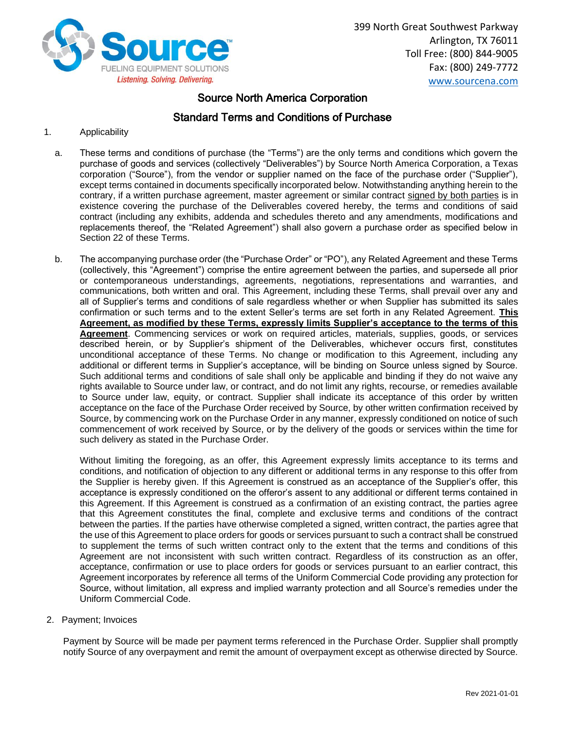Source FUELING EQUIPMENT SOLUTIONS
*Listening. Solving. Delivering.*

399 North Great Southwest Parkway
Arlington, TX 76011
Toll Free: (800) 844-9005
Fax: (800) 249-7772
www.sourcena.com

# Source North America Corporation

## Standard Terms and Conditions of Purchase

1. Applicability

a. These terms and conditions of purchase (the "Terms") are the only terms and conditions which govern the purchase of goods and services (collectively "Deliverables") by Source North America Corporation, a Texas corporation ("Source"), from the vendor or supplier named on the face of the purchase order ("Supplier"), except terms contained in documents specifically incorporated below. Notwithstanding anything herein to the contrary, if a written purchase agreement, master agreement or similar contract signed by both parties is in existence covering the purchase of the Deliverables covered hereby, the terms and conditions of said contract (including any exhibits, addenda and schedules thereto and any amendments, modifications and replacements thereof, the "Related Agreement") shall also govern a purchase order as specified below in Section 22 of these Terms.

b. The accompanying purchase order (the "Purchase Order" or "PO"), any Related Agreement and these Terms (collectively, this "Agreement") comprise the entire agreement between the parties, and supersede all prior or contemporaneous understandings, agreements, negotiations, representations and warranties, and communications, both written and oral. This Agreement, including these Terms, shall prevail over any and all of Supplier's terms and conditions of sale regardless whether or when Supplier has submitted its sales confirmation or such terms and to the extent Seller's terms are set forth in any Related Agreement. **This Agreement, as modified by these Terms, expressly limits Supplier's acceptance to the terms of this Agreement**. Commencing services or work on required articles, materials, supplies, goods, or services described herein, or by Supplier's shipment of the Deliverables, whichever occurs first, constitutes unconditional acceptance of these Terms. No change or modification to this Agreement, including any additional or different terms in Supplier's acceptance, will be binding on Source unless signed by Source. Such additional terms and conditions of sale shall only be applicable and binding if they do not waive any rights available to Source under law, or contract, and do not limit any rights, recourse, or remedies available to Source under law, equity, or contract. Supplier shall indicate its acceptance of this order by written acceptance on the face of the Purchase Order received by Source, by other written confirmation received by Source, by commencing work on the Purchase Order in any manner, expressly conditioned on notice of such commencement of work received by Source, or by the delivery of the goods or services within the time for such delivery as stated in the Purchase Order.

Without limiting the foregoing, as an offer, this Agreement expressly limits acceptance to its terms and conditions, and notification of objection to any different or additional terms in any response to this offer from the Supplier is hereby given. If this Agreement is construed as an acceptance of the Supplier's offer, this acceptance is expressly conditioned on the offeror's assent to any additional or different terms contained in this Agreement. If this Agreement is construed as a confirmation of an existing contract, the parties agree that this Agreement constitutes the final, complete and exclusive terms and conditions of the contract between the parties. If the parties have otherwise completed a signed, written contract, the parties agree that the use of this Agreement to place orders for goods or services pursuant to such a contract shall be construed to supplement the terms of such written contract only to the extent that the terms and conditions of this Agreement are not inconsistent with such written contract. Regardless of its construction as an offer, acceptance, confirmation or use to place orders for goods or services pursuant to an earlier contract, this Agreement incorporates by reference all terms of the Uniform Commercial Code providing any protection for Source, without limitation, all express and implied warranty protection and all Source's remedies under the Uniform Commercial Code.

2. Payment; Invoices

Payment by Source will be made per payment terms referenced in the Purchase Order. Supplier shall promptly notify Source of any overpayment and remit the amount of overpayment except as otherwise directed by Source.

Rev 2021-01-01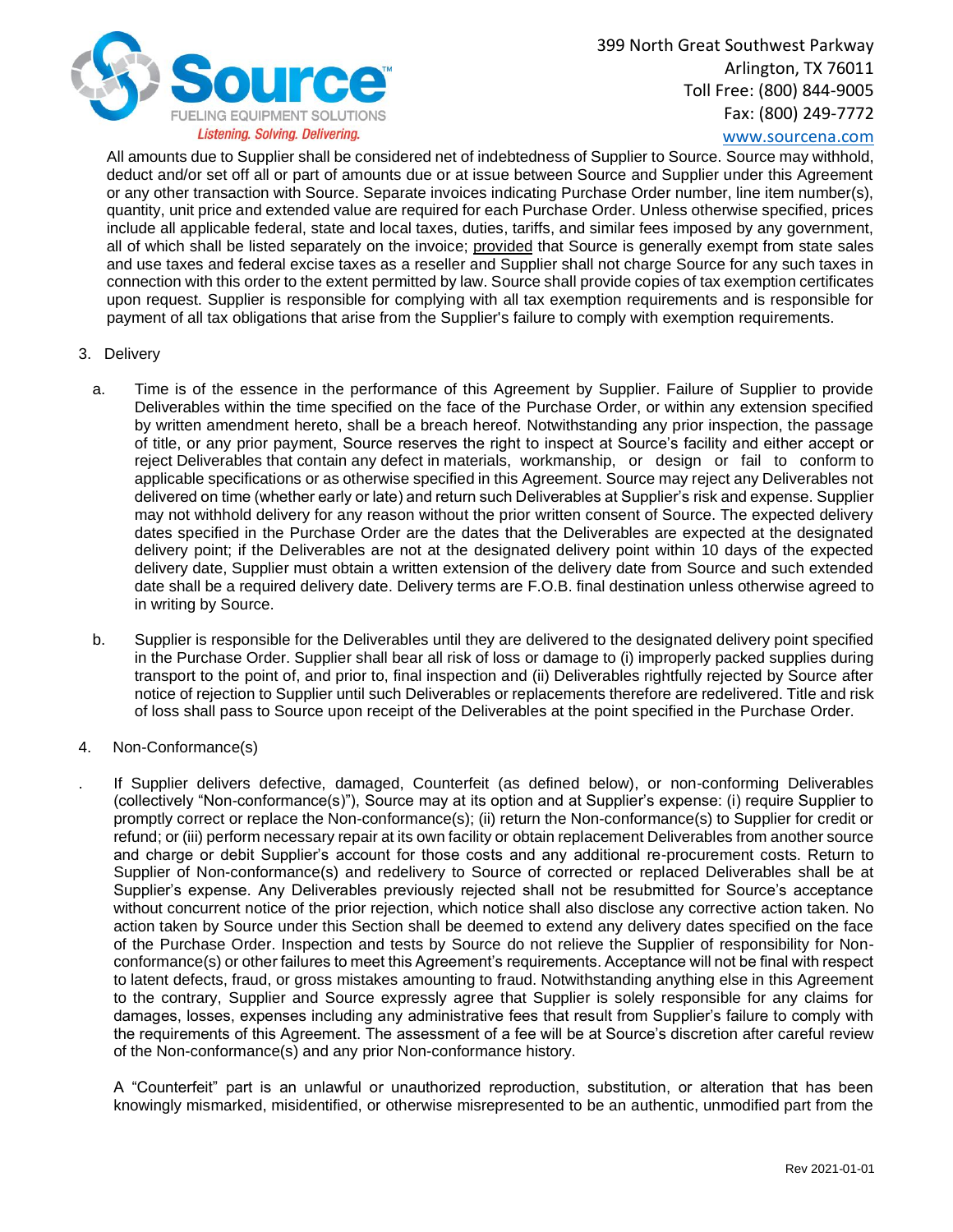All amounts due to Supplier shall be considered net of indebtedness of Supplier to Source. Source may withhold, deduct and/or set off all or part of amounts due or at issue between Source and Supplier under this Agreement or any other transaction with Source. Separate invoices indicating Purchase Order number, line item number(s), quantity, unit price and extended value are required for each Purchase Order. Unless otherwise specified, prices include all applicable federal, state and local taxes, duties, tariffs, and similar fees imposed by any government, all of which shall be listed separately on the invoice; provided that Source is generally exempt from state sales and use taxes and federal excise taxes as a reseller and Supplier shall not charge Source for any such taxes in connection with this order to the extent permitted by law. Source shall provide copies of tax exemption certificates upon request. Supplier is responsible for complying with all tax exemption requirements and is responsible for payment of all tax obligations that arise from the Supplier's failure to comply with exemption requirements.

3. Delivery

   a. Time is of the essence in the performance of this Agreement by Supplier. Failure of Supplier to provide Deliverables within the time specified on the face of the Purchase Order, or within any extension specified by written amendment hereto, shall be a breach hereof. Notwithstanding any prior inspection, the passage of title, or any prior payment, Source reserves the right to inspect at Source's facility and either accept or reject Deliverables that contain any defect in materials, workmanship, or design or fail to conform to applicable specifications or as otherwise specified in this Agreement. Source may reject any Deliverables not delivered on time (whether early or late) and return such Deliverables at Supplier's risk and expense. Supplier may not withhold delivery for any reason without the prior written consent of Source. The expected delivery dates specified in the Purchase Order are the dates that the Deliverables are expected at the designated delivery point; if the Deliverables are not at the designated delivery point within 10 days of the expected delivery date, Supplier must obtain a written extension of the delivery date from Source and such extended date shall be a required delivery date. Delivery terms are F.O.B. final destination unless otherwise agreed to in writing by Source.

   b. Supplier is responsible for the Deliverables until they are delivered to the designated delivery point specified in the Purchase Order. Supplier shall bear all risk of loss or damage to (i) improperly packed supplies during transport to the point of, and prior to, final inspection and (ii) Deliverables rightfully rejected by Source after notice of rejection to Supplier until such Deliverables or replacements therefore are redelivered. Title and risk of loss shall pass to Source upon receipt of the Deliverables at the point specified in the Purchase Order.

4. Non-Conformance(s)

. If Supplier delivers defective, damaged, Counterfeit (as defined below), or non-conforming Deliverables (collectively "Non-conformance(s)"), Source may at its option and at Supplier's expense: (i) require Supplier to promptly correct or replace the Non-conformance(s); (ii) return the Non-conformance(s) to Supplier for credit or refund; or (iii) perform necessary repair at its own facility or obtain replacement Deliverables from another source and charge or debit Supplier's account for those costs and any additional re-procurement costs. Return to Supplier of Non-conformance(s) and redelivery to Source of corrected or replaced Deliverables shall be at Supplier's expense. Any Deliverables previously rejected shall not be resubmitted for Source's acceptance without concurrent notice of the prior rejection, which notice shall also disclose any corrective action taken. No action taken by Source under this Section shall be deemed to extend any delivery dates specified on the face of the Purchase Order. Inspection and tests by Source do not relieve the Supplier of responsibility for Non-conformance(s) or other failures to meet this Agreement's requirements. Acceptance will not be final with respect to latent defects, fraud, or gross mistakes amounting to fraud. Notwithstanding anything else in this Agreement to the contrary, Supplier and Source expressly agree that Supplier is solely responsible for any claims for damages, losses, expenses including any administrative fees that result from Supplier's failure to comply with the requirements of this Agreement. The assessment of a fee will be at Source's discretion after careful review of the Non-conformance(s) and any prior Non-conformance history.

A "Counterfeit" part is an unlawful or unauthorized reproduction, substitution, or alteration that has been knowingly mismarked, misidentified, or otherwise misrepresented to be an authentic, unmodified part from the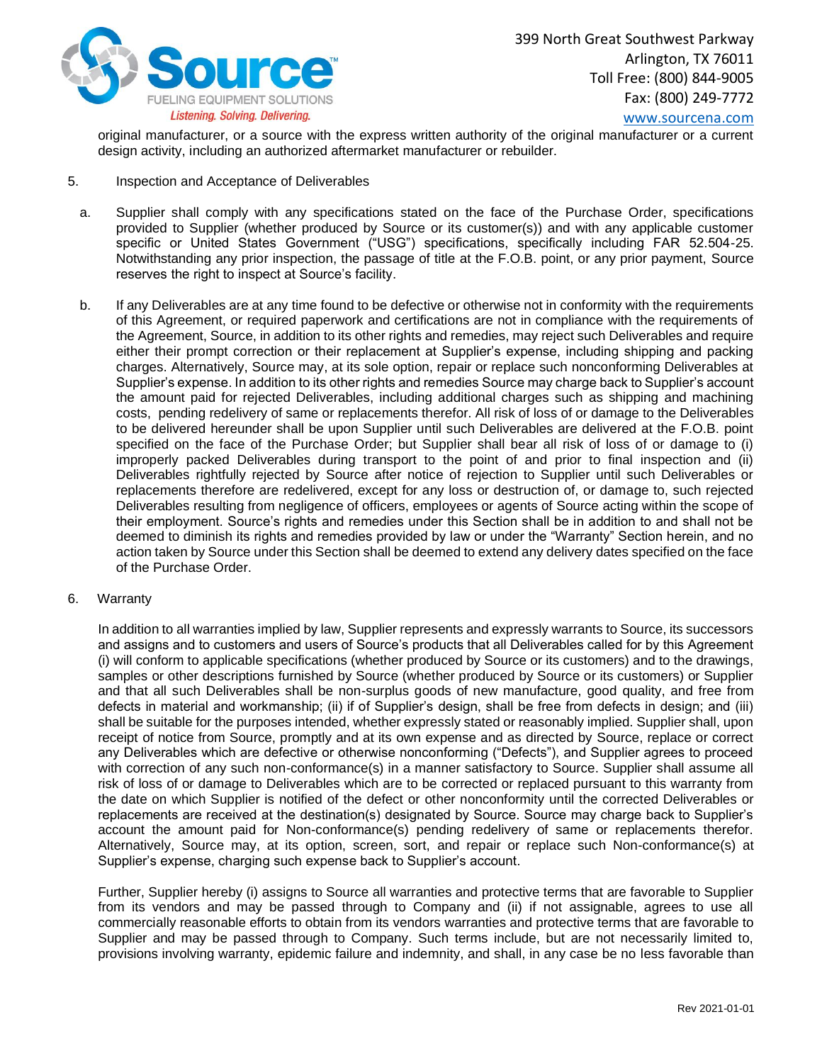original manufacturer, or a source with the express written authority of the original manufacturer or a current design activity, including an authorized aftermarket manufacturer or rebuilder.

5. Inspection and Acceptance of Deliverables

   a. Supplier shall comply with any specifications stated on the face of the Purchase Order, specifications provided to Supplier (whether produced by Source or its customer(s)) and with any applicable customer specific or United States Government ("USG") specifications, specifically including FAR 52.504-25. Notwithstanding any prior inspection, the passage of title at the F.O.B. point, or any prior payment, Source reserves the right to inspect at Source's facility.

   b. If any Deliverables are at any time found to be defective or otherwise not in conformity with the requirements of this Agreement, or required paperwork and certifications are not in compliance with the requirements of the Agreement, Source, in addition to its other rights and remedies, may reject such Deliverables and require either their prompt correction or their replacement at Supplier's expense, including shipping and packing charges. Alternatively, Source may, at its sole option, repair or replace such nonconforming Deliverables at Supplier's expense. In addition to its other rights and remedies Source may charge back to Supplier's account the amount paid for rejected Deliverables, including additional charges such as shipping and machining costs, pending redelivery of same or replacements therefor. All risk of loss of or damage to the Deliverables to be delivered hereunder shall be upon Supplier until such Deliverables are delivered at the F.O.B. point specified on the face of the Purchase Order; but Supplier shall bear all risk of loss of or damage to (i) improperly packed Deliverables during transport to the point of and prior to final inspection and (ii) Deliverables rightfully rejected by Source after notice of rejection to Supplier until such Deliverables or replacements therefore are redelivered, except for any loss or destruction of, or damage to, such rejected Deliverables resulting from negligence of officers, employees or agents of Source acting within the scope of their employment. Source's rights and remedies under this Section shall be in addition to and shall not be deemed to diminish its rights and remedies provided by law or under the "Warranty" Section herein, and no action taken by Source under this Section shall be deemed to extend any delivery dates specified on the face of the Purchase Order.

6. Warranty

In addition to all warranties implied by law, Supplier represents and expressly warrants to Source, its successors and assigns and to customers and users of Source's products that all Deliverables called for by this Agreement (i) will conform to applicable specifications (whether produced by Source or its customers) and to the drawings, samples or other descriptions furnished by Source (whether produced by Source or its customers) or Supplier and that all such Deliverables shall be non-surplus goods of new manufacture, good quality, and free from defects in material and workmanship; (ii) if of Supplier's design, shall be free from defects in design; and (iii) shall be suitable for the purposes intended, whether expressly stated or reasonably implied. Supplier shall, upon receipt of notice from Source, promptly and at its own expense and as directed by Source, replace or correct any Deliverables which are defective or otherwise nonconforming ("Defects"), and Supplier agrees to proceed with correction of any such non-conformance(s) in a manner satisfactory to Source. Supplier shall assume all risk of loss of or damage to Deliverables which are to be corrected or replaced pursuant to this warranty from the date on which Supplier is notified of the defect or other nonconformity until the corrected Deliverables or replacements are received at the destination(s) designated by Source. Source may charge back to Supplier's account the amount paid for Non-conformance(s) pending redelivery of same or replacements therefor. Alternatively, Source may, at its option, screen, sort, and repair or replace such Non-conformance(s) at Supplier's expense, charging such expense back to Supplier's account.

Further, Supplier hereby (i) assigns to Source all warranties and protective terms that are favorable to Supplier from its vendors and may be passed through to Company and (ii) if not assignable, agrees to use all commercially reasonable efforts to obtain from its vendors warranties and protective terms that are favorable to Supplier and may be passed through to Company. Such terms include, but are not necessarily limited to, provisions involving warranty, epidemic failure and indemnity, and shall, in any case be no less favorable than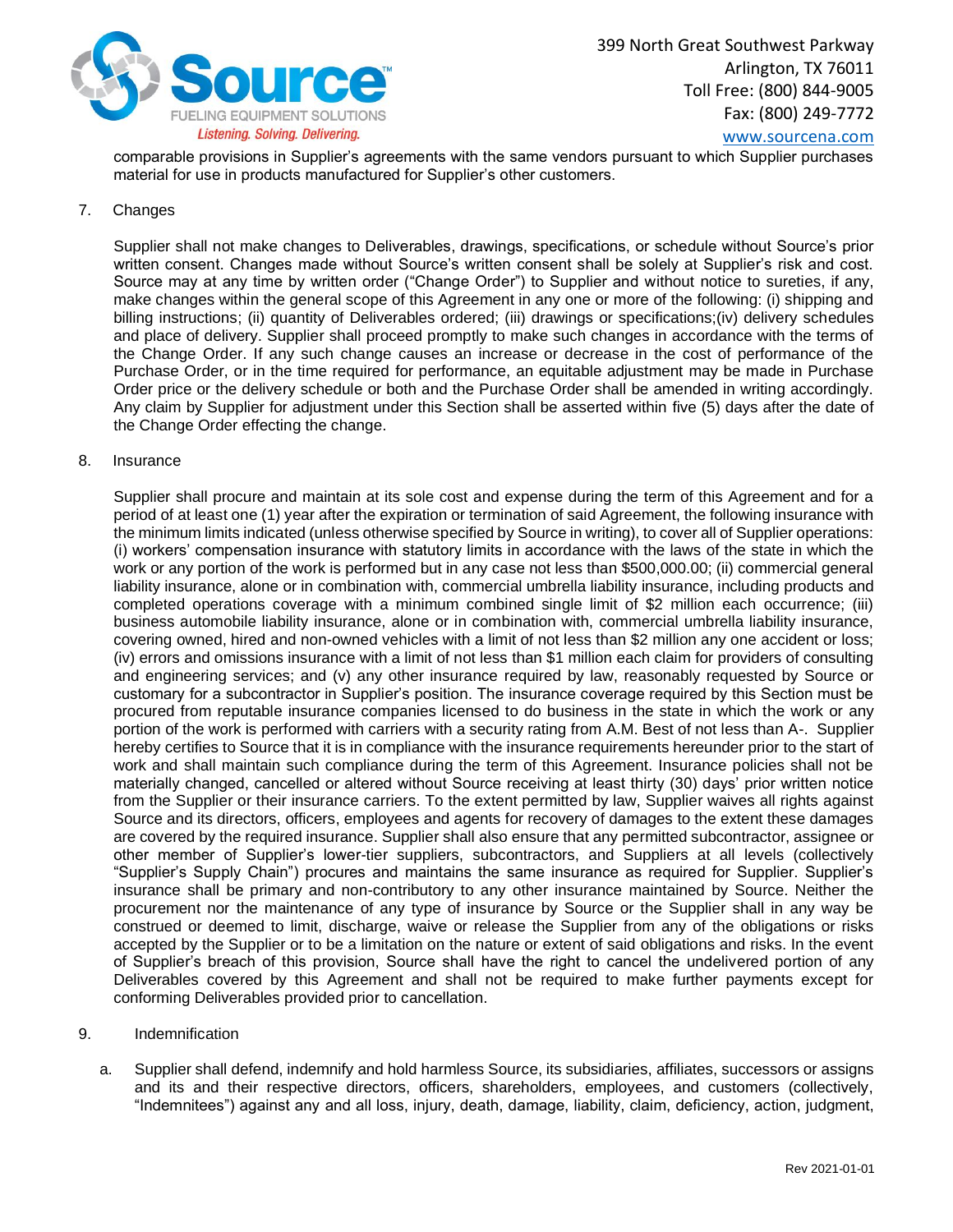comparable provisions in Supplier's agreements with the same vendors pursuant to which Supplier purchases material for use in products manufactured for Supplier's other customers.

7. Changes

Supplier shall not make changes to Deliverables, drawings, specifications, or schedule without Source's prior written consent. Changes made without Source's written consent shall be solely at Supplier's risk and cost. Source may at any time by written order ("Change Order") to Supplier and without notice to sureties, if any, make changes within the general scope of this Agreement in any one or more of the following: (i) shipping and billing instructions; (ii) quantity of Deliverables ordered; (iii) drawings or specifications;(iv) delivery schedules and place of delivery. Supplier shall proceed promptly to make such changes in accordance with the terms of the Change Order. If any such change causes an increase or decrease in the cost of performance of the Purchase Order, or in the time required for performance, an equitable adjustment may be made in Purchase Order price or the delivery schedule or both and the Purchase Order shall be amended in writing accordingly. Any claim by Supplier for adjustment under this Section shall be asserted within five (5) days after the date of the Change Order effecting the change.

8. Insurance

Supplier shall procure and maintain at its sole cost and expense during the term of this Agreement and for a period of at least one (1) year after the expiration or termination of said Agreement, the following insurance with the minimum limits indicated (unless otherwise specified by Source in writing), to cover all of Supplier operations: (i) workers' compensation insurance with statutory limits in accordance with the laws of the state in which the work or any portion of the work is performed but in any case not less than $500,000.00; (ii) commercial general liability insurance, alone or in combination with, commercial umbrella liability insurance, including products and completed operations coverage with a minimum combined single limit of $2 million each occurrence; (iii) business automobile liability insurance, alone or in combination with, commercial umbrella liability insurance, covering owned, hired and non-owned vehicles with a limit of not less than $2 million any one accident or loss; (iv) errors and omissions insurance with a limit of not less than $1 million each claim for providers of consulting and engineering services; and (v) any other insurance required by law, reasonably requested by Source or customary for a subcontractor in Supplier's position. The insurance coverage required by this Section must be procured from reputable insurance companies licensed to do business in the state in which the work or any portion of the work is performed with carriers with a security rating from A.M. Best of not less than A-. Supplier hereby certifies to Source that it is in compliance with the insurance requirements hereunder prior to the start of work and shall maintain such compliance during the term of this Agreement. Insurance policies shall not be materially changed, cancelled or altered without Source receiving at least thirty (30) days' prior written notice from the Supplier or their insurance carriers. To the extent permitted by law, Supplier waives all rights against Source and its directors, officers, employees and agents for recovery of damages to the extent these damages are covered by the required insurance. Supplier shall also ensure that any permitted subcontractor, assignee or other member of Supplier's lower-tier suppliers, subcontractors, and Suppliers at all levels (collectively "Supplier's Supply Chain") procures and maintains the same insurance as required for Supplier. Supplier's insurance shall be primary and non-contributory to any other insurance maintained by Source. Neither the procurement nor the maintenance of any type of insurance by Source or the Supplier shall in any way be construed or deemed to limit, discharge, waive or release the Supplier from any of the obligations or risks accepted by the Supplier or to be a limitation on the nature or extent of said obligations and risks. In the event of Supplier's breach of this provision, Source shall have the right to cancel the undelivered portion of any Deliverables covered by this Agreement and shall not be required to make further payments except for conforming Deliverables provided prior to cancellation.

9. Indemnification

a. Supplier shall defend, indemnify and hold harmless Source, its subsidiaries, affiliates, successors or assigns and its and their respective directors, officers, shareholders, employees, and customers (collectively, "Indemnitees") against any and all loss, injury, death, damage, liability, claim, deficiency, action, judgment,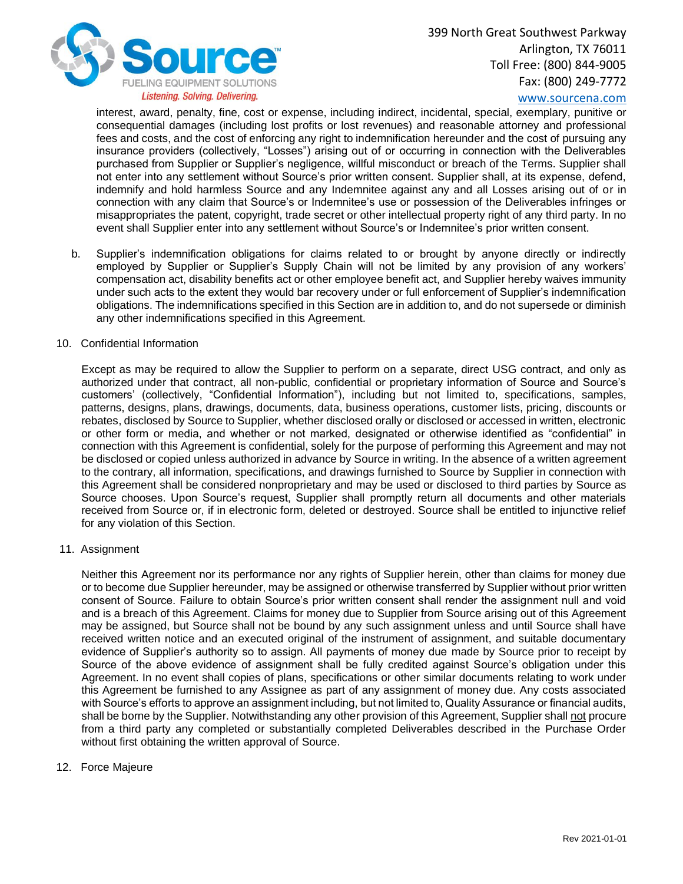interest, award, penalty, fine, cost or expense, including indirect, incidental, special, exemplary, punitive or consequential damages (including lost profits or lost revenues) and reasonable attorney and professional fees and costs, and the cost of enforcing any right to indemnification hereunder and the cost of pursuing any insurance providers (collectively, "Losses") arising out of or occurring in connection with the Deliverables purchased from Supplier or Supplier's negligence, willful misconduct or breach of the Terms. Supplier shall not enter into any settlement without Source's prior written consent. Supplier shall, at its expense, defend, indemnify and hold harmless Source and any Indemnitee against any and all Losses arising out of or in connection with any claim that Source's or Indemnitee's use or possession of the Deliverables infringes or misappropriates the patent, copyright, trade secret or other intellectual property right of any third party. In no event shall Supplier enter into any settlement without Source's or Indemnitee's prior written consent.

b. Supplier's indemnification obligations for claims related to or brought by anyone directly or indirectly employed by Supplier or Supplier's Supply Chain will not be limited by any provision of any workers' compensation act, disability benefits act or other employee benefit act, and Supplier hereby waives immunity under such acts to the extent they would bar recovery under or full enforcement of Supplier's indemnification obligations. The indemnifications specified in this Section are in addition to, and do not supersede or diminish any other indemnifications specified in this Agreement.

10. Confidential Information

Except as may be required to allow the Supplier to perform on a separate, direct USG contract, and only as authorized under that contract, all non-public, confidential or proprietary information of Source and Source's customers' (collectively, "Confidential Information"), including but not limited to, specifications, samples, patterns, designs, plans, drawings, documents, data, business operations, customer lists, pricing, discounts or rebates, disclosed by Source to Supplier, whether disclosed orally or disclosed or accessed in written, electronic or other form or media, and whether or not marked, designated or otherwise identified as "confidential" in connection with this Agreement is confidential, solely for the purpose of performing this Agreement and may not be disclosed or copied unless authorized in advance by Source in writing. In the absence of a written agreement to the contrary, all information, specifications, and drawings furnished to Source by Supplier in connection with this Agreement shall be considered nonproprietary and may be used or disclosed to third parties by Source as Source chooses. Upon Source's request, Supplier shall promptly return all documents and other materials received from Source or, if in electronic form, deleted or destroyed. Source shall be entitled to injunctive relief for any violation of this Section.

11. Assignment

Neither this Agreement nor its performance nor any rights of Supplier herein, other than claims for money due or to become due Supplier hereunder, may be assigned or otherwise transferred by Supplier without prior written consent of Source. Failure to obtain Source's prior written consent shall render the assignment null and void and is a breach of this Agreement. Claims for money due to Supplier from Source arising out of this Agreement may be assigned, but Source shall not be bound by any such assignment unless and until Source shall have received written notice and an executed original of the instrument of assignment, and suitable documentary evidence of Supplier's authority so to assign. All payments of money due made by Source prior to receipt by Source of the above evidence of assignment shall be fully credited against Source's obligation under this Agreement. In no event shall copies of plans, specifications or other similar documents relating to work under this Agreement be furnished to any Assignee as part of any assignment of money due. Any costs associated with Source's efforts to approve an assignment including, but not limited to, Quality Assurance or financial audits, shall be borne by the Supplier. Notwithstanding any other provision of this Agreement, Supplier shall not procure from a third party any completed or substantially completed Deliverables described in the Purchase Order without first obtaining the written approval of Source.

12. Force Majeure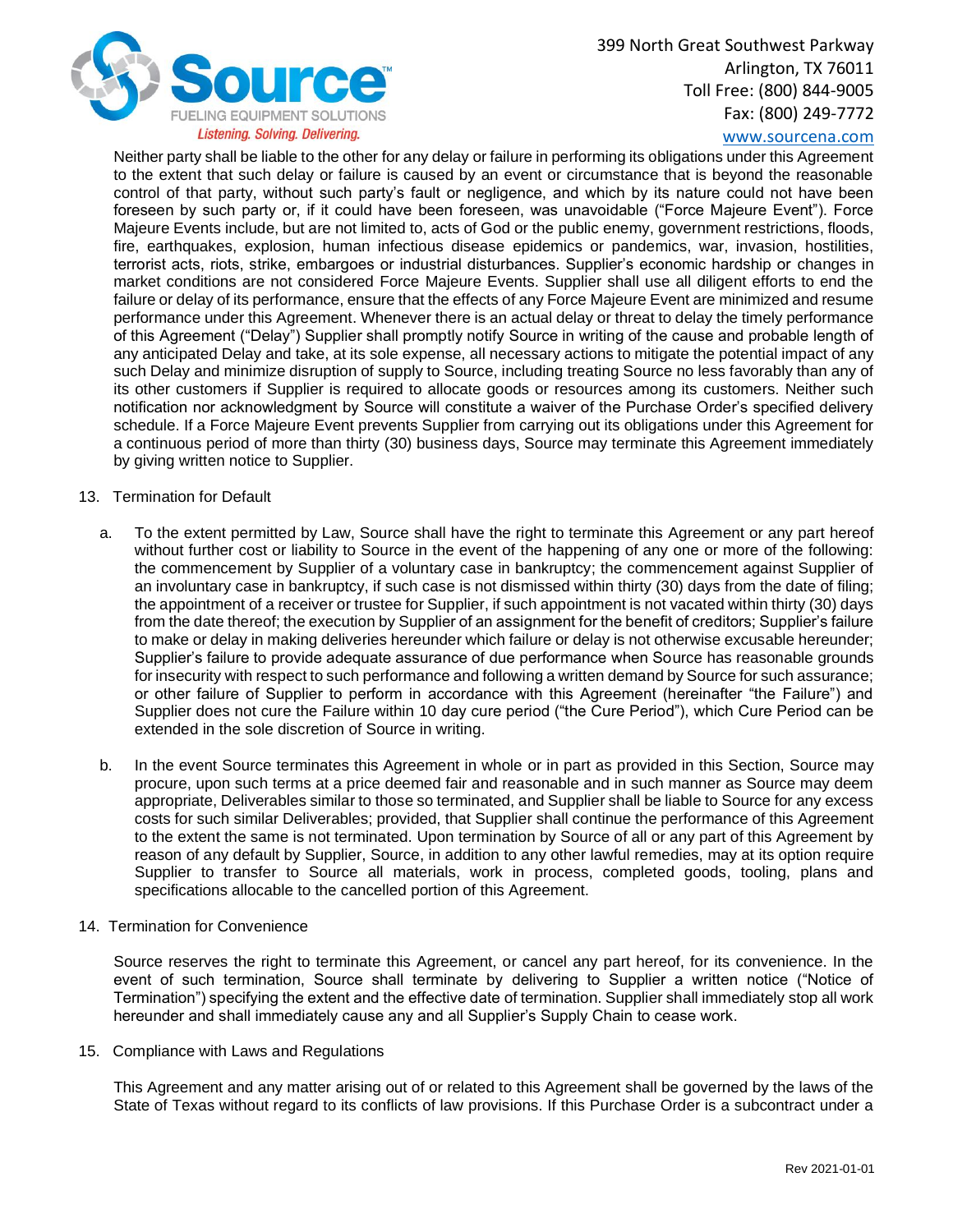Neither party shall be liable to the other for any delay or failure in performing its obligations under this Agreement to the extent that such delay or failure is caused by an event or circumstance that is beyond the reasonable control of that party, without such party's fault or negligence, and which by its nature could not have been foreseen by such party or, if it could have been foreseen, was unavoidable ("Force Majeure Event"). Force Majeure Events include, but are not limited to, acts of God or the public enemy, government restrictions, floods, fire, earthquakes, explosion, human infectious disease epidemics or pandemics, war, invasion, hostilities, terrorist acts, riots, strike, embargoes or industrial disturbances. Supplier's economic hardship or changes in market conditions are not considered Force Majeure Events. Supplier shall use all diligent efforts to end the failure or delay of its performance, ensure that the effects of any Force Majeure Event are minimized and resume performance under this Agreement. Whenever there is an actual delay or threat to delay the timely performance of this Agreement ("Delay") Supplier shall promptly notify Source in writing of the cause and probable length of any anticipated Delay and take, at its sole expense, all necessary actions to mitigate the potential impact of any such Delay and minimize disruption of supply to Source, including treating Source no less favorably than any of its other customers if Supplier is required to allocate goods or resources among its customers. Neither such notification nor acknowledgment by Source will constitute a waiver of the Purchase Order's specified delivery schedule. If a Force Majeure Event prevents Supplier from carrying out its obligations under this Agreement for a continuous period of more than thirty (30) business days, Source may terminate this Agreement immediately by giving written notice to Supplier.

13. Termination for Default

   a. To the extent permitted by Law, Source shall have the right to terminate this Agreement or any part hereof without further cost or liability to Source in the event of the happening of any one or more of the following: the commencement by Supplier of a voluntary case in bankruptcy; the commencement against Supplier of an involuntary case in bankruptcy, if such case is not dismissed within thirty (30) days from the date of filing; the appointment of a receiver or trustee for Supplier, if such appointment is not vacated within thirty (30) days from the date thereof; the execution by Supplier of an assignment for the benefit of creditors; Supplier's failure to make or delay in making deliveries hereunder which failure or delay is not otherwise excusable hereunder; Supplier's failure to provide adequate assurance of due performance when Source has reasonable grounds for insecurity with respect to such performance and following a written demand by Source for such assurance; or other failure of Supplier to perform in accordance with this Agreement (hereinafter "the Failure") and Supplier does not cure the Failure within 10 day cure period ("the Cure Period"), which Cure Period can be extended in the sole discretion of Source in writing.

   b. In the event Source terminates this Agreement in whole or in part as provided in this Section, Source may procure, upon such terms at a price deemed fair and reasonable and in such manner as Source may deem appropriate, Deliverables similar to those so terminated, and Supplier shall be liable to Source for any excess costs for such similar Deliverables; provided, that Supplier shall continue the performance of this Agreement to the extent the same is not terminated. Upon termination by Source of all or any part of this Agreement by reason of any default by Supplier, Source, in addition to any other lawful remedies, may at its option require Supplier to transfer to Source all materials, work in process, completed goods, tooling, plans and specifications allocable to the cancelled portion of this Agreement.

14. Termination for Convenience

   Source reserves the right to terminate this Agreement, or cancel any part hereof, for its convenience. In the event of such termination, Source shall terminate by delivering to Supplier a written notice ("Notice of Termination") specifying the extent and the effective date of termination. Supplier shall immediately stop all work hereunder and shall immediately cause any and all Supplier's Supply Chain to cease work.

15. Compliance with Laws and Regulations

   This Agreement and any matter arising out of or related to this Agreement shall be governed by the laws of the State of Texas without regard to its conflicts of law provisions. If this Purchase Order is a subcontract under a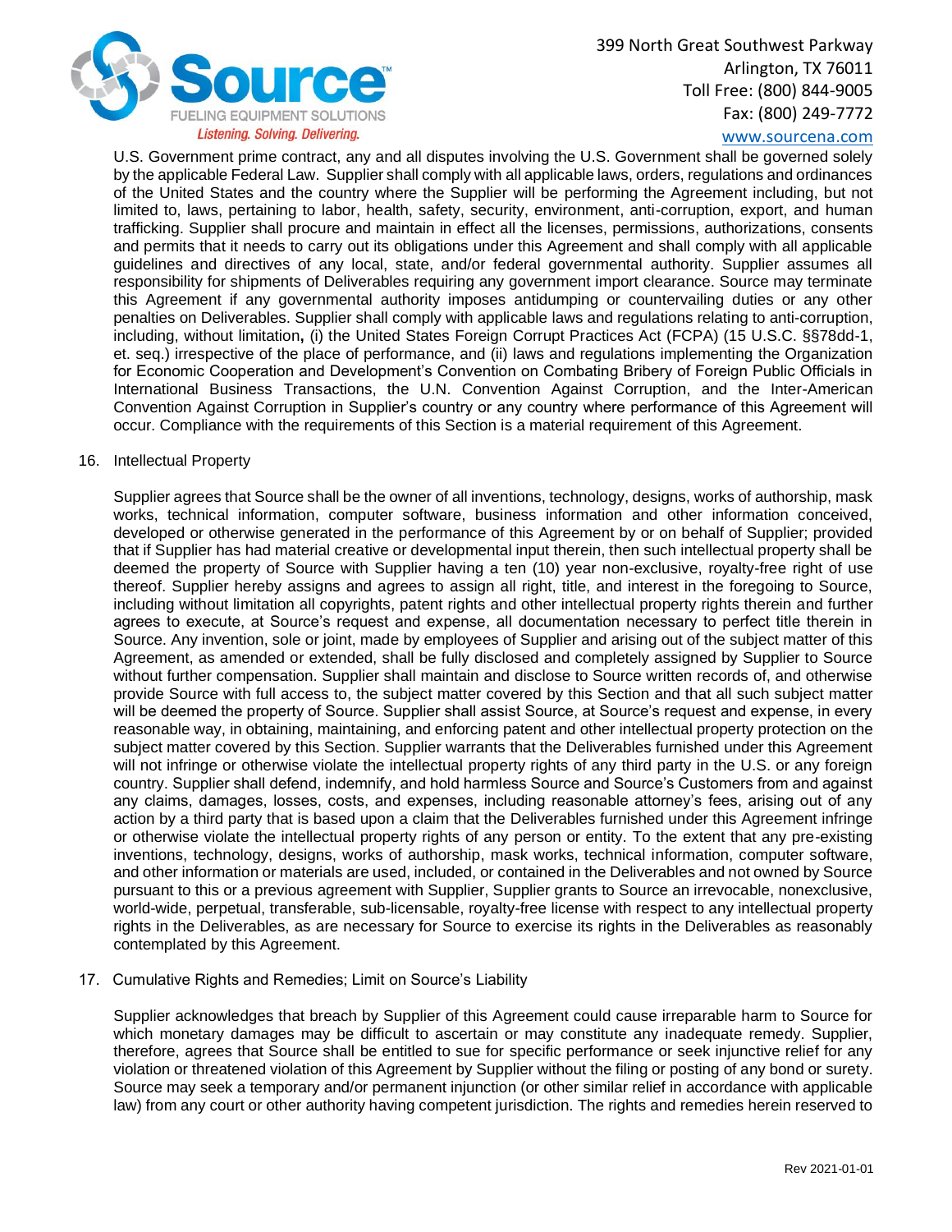U.S. Government prime contract, any and all disputes involving the U.S. Government shall be governed solely by the applicable Federal Law. Supplier shall comply with all applicable laws, orders, regulations and ordinances of the United States and the country where the Supplier will be performing the Agreement including, but not limited to, laws, pertaining to labor, health, safety, security, environment, anti-corruption, export, and human trafficking. Supplier shall procure and maintain in effect all the licenses, permissions, authorizations, consents and permits that it needs to carry out its obligations under this Agreement and shall comply with all applicable guidelines and directives of any local, state, and/or federal governmental authority. Supplier assumes all responsibility for shipments of Deliverables requiring any government import clearance. Source may terminate this Agreement if any governmental authority imposes antidumping or countervailing duties or any other penalties on Deliverables. Supplier shall comply with applicable laws and regulations relating to anti-corruption, including, without limitation**,** (i) the United States Foreign Corrupt Practices Act (FCPA) (15 U.S.C. §§78dd-1, et. seq.) irrespective of the place of performance, and (ii) laws and regulations implementing the Organization for Economic Cooperation and Development's Convention on Combating Bribery of Foreign Public Officials in International Business Transactions, the U.N. Convention Against Corruption, and the Inter-American Convention Against Corruption in Supplier's country or any country where performance of this Agreement will occur. Compliance with the requirements of this Section is a material requirement of this Agreement.

16. Intellectual Property

Supplier agrees that Source shall be the owner of all inventions, technology, designs, works of authorship, mask works, technical information, computer software, business information and other information conceived, developed or otherwise generated in the performance of this Agreement by or on behalf of Supplier; provided that if Supplier has had material creative or developmental input therein, then such intellectual property shall be deemed the property of Source with Supplier having a ten (10) year non-exclusive, royalty-free right of use thereof. Supplier hereby assigns and agrees to assign all right, title, and interest in the foregoing to Source, including without limitation all copyrights, patent rights and other intellectual property rights therein and further agrees to execute, at Source's request and expense, all documentation necessary to perfect title therein in Source. Any invention, sole or joint, made by employees of Supplier and arising out of the subject matter of this Agreement, as amended or extended, shall be fully disclosed and completely assigned by Supplier to Source without further compensation. Supplier shall maintain and disclose to Source written records of, and otherwise provide Source with full access to, the subject matter covered by this Section and that all such subject matter will be deemed the property of Source. Supplier shall assist Source, at Source's request and expense, in every reasonable way, in obtaining, maintaining, and enforcing patent and other intellectual property protection on the subject matter covered by this Section. Supplier warrants that the Deliverables furnished under this Agreement will not infringe or otherwise violate the intellectual property rights of any third party in the U.S. or any foreign country. Supplier shall defend, indemnify, and hold harmless Source and Source's Customers from and against any claims, damages, losses, costs, and expenses, including reasonable attorney's fees, arising out of any action by a third party that is based upon a claim that the Deliverables furnished under this Agreement infringe or otherwise violate the intellectual property rights of any person or entity. To the extent that any pre-existing inventions, technology, designs, works of authorship, mask works, technical information, computer software, and other information or materials are used, included, or contained in the Deliverables and not owned by Source pursuant to this or a previous agreement with Supplier, Supplier grants to Source an irrevocable, nonexclusive, world-wide, perpetual, transferable, sub-licensable, royalty-free license with respect to any intellectual property rights in the Deliverables, as are necessary for Source to exercise its rights in the Deliverables as reasonably contemplated by this Agreement.

17. Cumulative Rights and Remedies; Limit on Source's Liability

Supplier acknowledges that breach by Supplier of this Agreement could cause irreparable harm to Source for which monetary damages may be difficult to ascertain or may constitute any inadequate remedy. Supplier, therefore, agrees that Source shall be entitled to sue for specific performance or seek injunctive relief for any violation or threatened violation of this Agreement by Supplier without the filing or posting of any bond or surety. Source may seek a temporary and/or permanent injunction (or other similar relief in accordance with applicable law) from any court or other authority having competent jurisdiction. The rights and remedies herein reserved to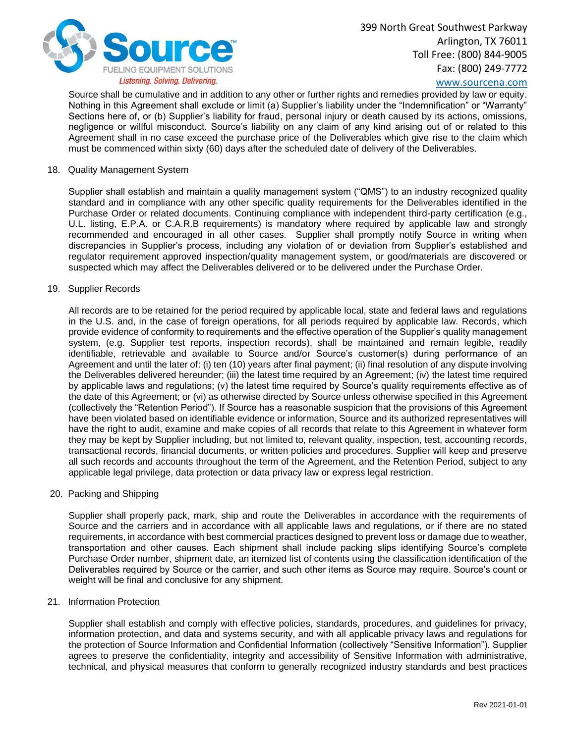Source shall be cumulative and in addition to any other or further rights and remedies provided by law or equity. Nothing in this Agreement shall exclude or limit (a) Supplier's liability under the "Indemnification" or "Warranty" Sections here of, or (b) Supplier's liability for fraud, personal injury or death caused by its actions, omissions, negligence or willful misconduct. Source's liability on any claim of any kind arising out of or related to this Agreement shall in no case exceed the purchase price of the Deliverables which give rise to the claim which must be commenced within sixty (60) days after the scheduled date of delivery of the Deliverables.

18. Quality Management System

Supplier shall establish and maintain a quality management system ("QMS") to an industry recognized quality standard and in compliance with any other specific quality requirements for the Deliverables identified in the Purchase Order or related documents. Continuing compliance with independent third-party certification (e.g., U.L. listing, E.P.A. or C.A.R.B requirements) is mandatory where required by applicable law and strongly recommended and encouraged in all other cases. Supplier shall promptly notify Source in writing when discrepancies in Supplier's process, including any violation of or deviation from Supplier's established and regulator requirement approved inspection/quality management system, or good/materials are discovered or suspected which may affect the Deliverables delivered or to be delivered under the Purchase Order.

19. Supplier Records

All records are to be retained for the period required by applicable local, state and federal laws and regulations in the U.S. and, in the case of foreign operations, for all periods required by applicable law. Records, which provide evidence of conformity to requirements and the effective operation of the Supplier's quality management system, (e.g. Supplier test reports, inspection records), shall be maintained and remain legible, readily identifiable, retrievable and available to Source and/or Source's customer(s) during performance of an Agreement and until the later of: (i) ten (10) years after final payment; (ii) final resolution of any dispute involving the Deliverables delivered hereunder; (iii) the latest time required by an Agreement; (iv) the latest time required by applicable laws and regulations; (v) the latest time required by Source's quality requirements effective as of the date of this Agreement; or (vi) as otherwise directed by Source unless otherwise specified in this Agreement (collectively the "Retention Period"). If Source has a reasonable suspicion that the provisions of this Agreement have been violated based on identifiable evidence or information, Source and its authorized representatives will have the right to audit, examine and make copies of all records that relate to this Agreement in whatever form they may be kept by Supplier including, but not limited to, relevant quality, inspection, test, accounting records, transactional records, financial documents, or written policies and procedures. Supplier will keep and preserve all such records and accounts throughout the term of the Agreement, and the Retention Period, subject to any applicable legal privilege, data protection or data privacy law or express legal restriction.

20. Packing and Shipping

Supplier shall properly pack, mark, ship and route the Deliverables in accordance with the requirements of Source and the carriers and in accordance with all applicable laws and regulations, or if there are no stated requirements, in accordance with best commercial practices designed to prevent loss or damage due to weather, transportation and other causes. Each shipment shall include packing slips identifying Source's complete Purchase Order number, shipment date, an itemized list of contents using the classification identification of the Deliverables required by Source or the carrier, and such other items as Source may require. Source's count or weight will be final and conclusive for any shipment.

21. Information Protection

Supplier shall establish and comply with effective policies, standards, procedures, and guidelines for privacy, information protection, and data and systems security, and with all applicable privacy laws and regulations for the protection of Source Information and Confidential Information (collectively "Sensitive Information"). Supplier agrees to preserve the confidentiality, integrity and accessibility of Sensitive Information with administrative, technical, and physical measures that conform to generally recognized industry standards and best practices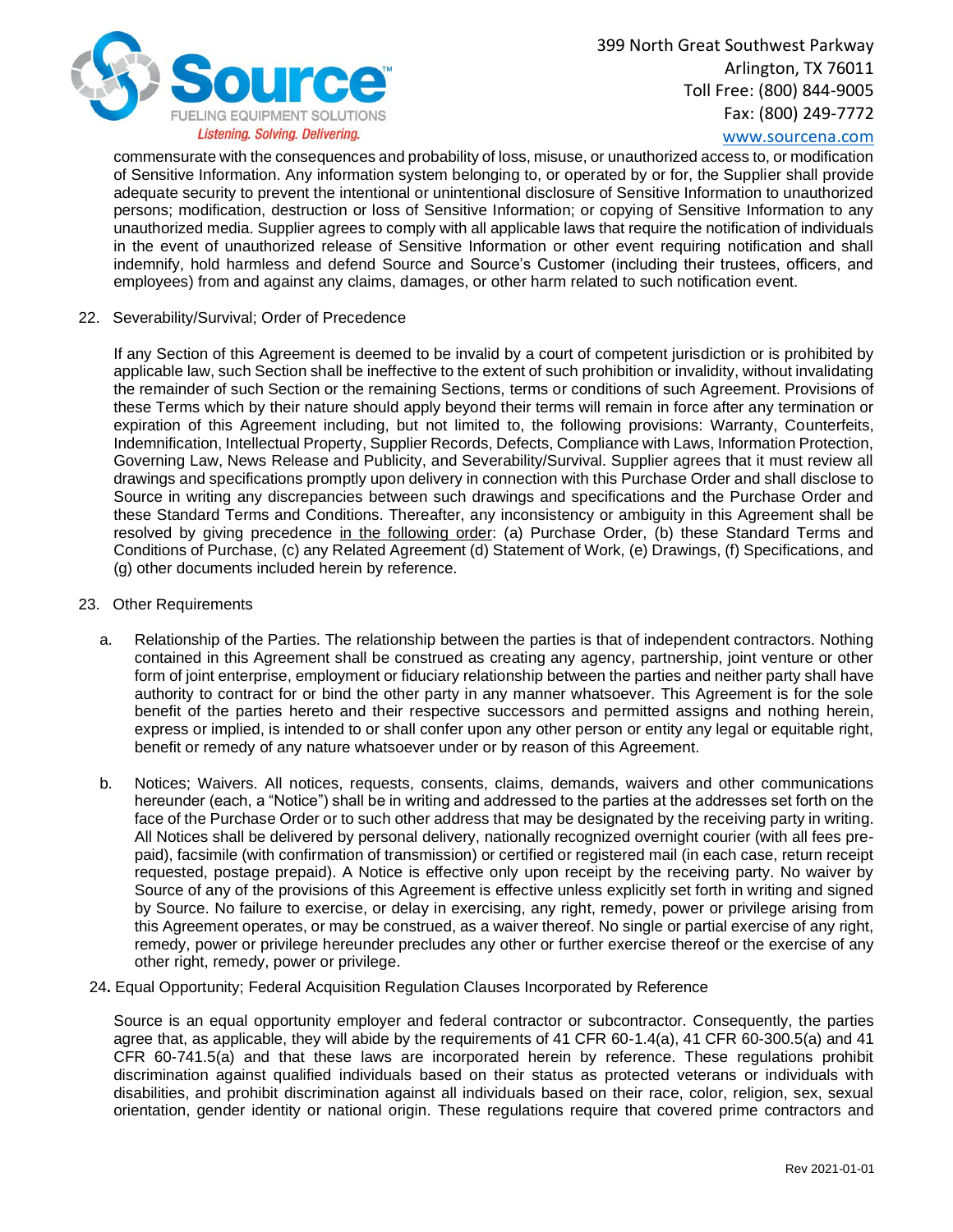commensurate with the consequences and probability of loss, misuse, or unauthorized access to, or modification of Sensitive Information. Any information system belonging to, or operated by or for, the Supplier shall provide adequate security to prevent the intentional or unintentional disclosure of Sensitive Information to unauthorized persons; modification, destruction or loss of Sensitive Information; or copying of Sensitive Information to any unauthorized media. Supplier agrees to comply with all applicable laws that require the notification of individuals in the event of unauthorized release of Sensitive Information or other event requiring notification and shall indemnify, hold harmless and defend Source and Source's Customer (including their trustees, officers, and employees) from and against any claims, damages, or other harm related to such notification event.

22. Severability/Survival; Order of Precedence

If any Section of this Agreement is deemed to be invalid by a court of competent jurisdiction or is prohibited by applicable law, such Section shall be ineffective to the extent of such prohibition or invalidity, without invalidating the remainder of such Section or the remaining Sections, terms or conditions of such Agreement. Provisions of these Terms which by their nature should apply beyond their terms will remain in force after any termination or expiration of this Agreement including, but not limited to, the following provisions: Warranty, Counterfeits, Indemnification, Intellectual Property, Supplier Records, Defects, Compliance with Laws, Information Protection, Governing Law, News Release and Publicity, and Severability/Survival. Supplier agrees that it must review all drawings and specifications promptly upon delivery in connection with this Purchase Order and shall disclose to Source in writing any discrepancies between such drawings and specifications and the Purchase Order and these Standard Terms and Conditions. Thereafter, any inconsistency or ambiguity in this Agreement shall be resolved by giving precedence in the following order: (a) Purchase Order, (b) these Standard Terms and Conditions of Purchase, (c) any Related Agreement (d) Statement of Work, (e) Drawings, (f) Specifications, and (g) other documents included herein by reference.

23. Other Requirements

a. Relationship of the Parties. The relationship between the parties is that of independent contractors. Nothing contained in this Agreement shall be construed as creating any agency, partnership, joint venture or other form of joint enterprise, employment or fiduciary relationship between the parties and neither party shall have authority to contract for or bind the other party in any manner whatsoever. This Agreement is for the sole benefit of the parties hereto and their respective successors and permitted assigns and nothing herein, express or implied, is intended to or shall confer upon any other person or entity any legal or equitable right, benefit or remedy of any nature whatsoever under or by reason of this Agreement.

b. Notices; Waivers. All notices, requests, consents, claims, demands, waivers and other communications hereunder (each, a "Notice") shall be in writing and addressed to the parties at the addresses set forth on the face of the Purchase Order or to such other address that may be designated by the receiving party in writing. All Notices shall be delivered by personal delivery, nationally recognized overnight courier (with all fees pre-paid), facsimile (with confirmation of transmission) or certified or registered mail (in each case, return receipt requested, postage prepaid). A Notice is effective only upon receipt by the receiving party. No waiver by Source of any of the provisions of this Agreement is effective unless explicitly set forth in writing and signed by Source. No failure to exercise, or delay in exercising, any right, remedy, power or privilege arising from this Agreement operates, or may be construed, as a waiver thereof. No single or partial exercise of any right, remedy, power or privilege hereunder precludes any other or further exercise thereof or the exercise of any other right, remedy, power or privilege.

24. Equal Opportunity; Federal Acquisition Regulation Clauses Incorporated by Reference

Source is an equal opportunity employer and federal contractor or subcontractor. Consequently, the parties agree that, as applicable, they will abide by the requirements of 41 CFR 60-1.4(a), 41 CFR 60-300.5(a) and 41 CFR 60-741.5(a) and that these laws are incorporated herein by reference. These regulations prohibit discrimination against qualified individuals based on their status as protected veterans or individuals with disabilities, and prohibit discrimination against all individuals based on their race, color, religion, sex, sexual orientation, gender identity or national origin. These regulations require that covered prime contractors and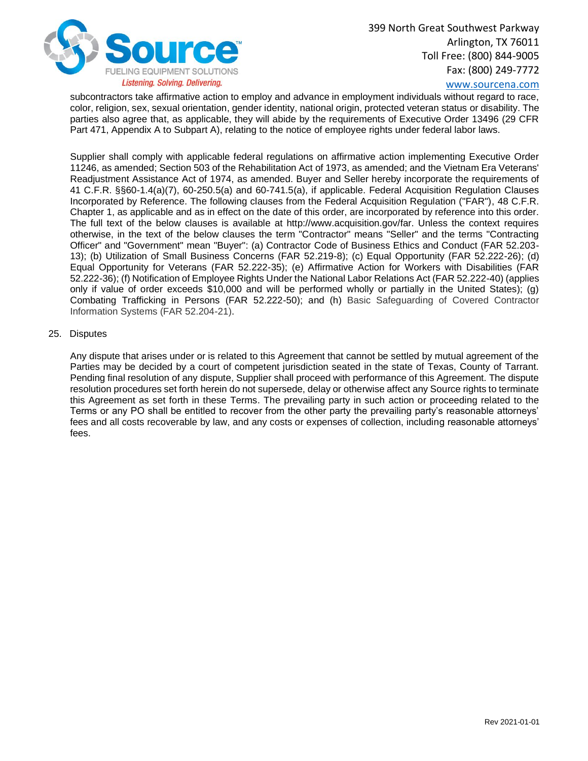subcontractors take affirmative action to employ and advance in employment individuals without regard to race, color, religion, sex, sexual orientation, gender identity, national origin, protected veteran status or disability. The parties also agree that, as applicable, they will abide by the requirements of Executive Order 13496 (29 CFR Part 471, Appendix A to Subpart A), relating to the notice of employee rights under federal labor laws.

Supplier shall comply with applicable federal regulations on affirmative action implementing Executive Order 11246, as amended; Section 503 of the Rehabilitation Act of 1973, as amended; and the Vietnam Era Veterans' Readjustment Assistance Act of 1974, as amended. Buyer and Seller hereby incorporate the requirements of 41 C.F.R. §§60-1.4(a)(7), 60-250.5(a) and 60-741.5(a), if applicable. Federal Acquisition Regulation Clauses Incorporated by Reference. The following clauses from the Federal Acquisition Regulation ("FAR"), 48 C.F.R. Chapter 1, as applicable and as in effect on the date of this order, are incorporated by reference into this order. The full text of the below clauses is available at http://www.acquisition.gov/far. Unless the context requires otherwise, in the text of the below clauses the term "Contractor" means "Seller" and the terms "Contracting Officer" and "Government" mean "Buyer": (a) Contractor Code of Business Ethics and Conduct (FAR 52.203-13); (b) Utilization of Small Business Concerns (FAR 52.219-8); (c) Equal Opportunity (FAR 52.222-26); (d) Equal Opportunity for Veterans (FAR 52.222-35); (e) Affirmative Action for Workers with Disabilities (FAR 52.222-36); (f) Notification of Employee Rights Under the National Labor Relations Act (FAR 52.222-40) (applies only if value of order exceeds $10,000 and will be performed wholly or partially in the United States); (g) Combating Trafficking in Persons (FAR 52.222-50); and (h) Basic Safeguarding of Covered Contractor Information Systems (FAR 52.204-21).

25. Disputes

Any dispute that arises under or is related to this Agreement that cannot be settled by mutual agreement of the Parties may be decided by a court of competent jurisdiction seated in the state of Texas, County of Tarrant. Pending final resolution of any dispute, Supplier shall proceed with performance of this Agreement. The dispute resolution procedures set forth herein do not supersede, delay or otherwise affect any Source rights to terminate this Agreement as set forth in these Terms. The prevailing party in such action or proceeding related to the Terms or any PO shall be entitled to recover from the other party the prevailing party's reasonable attorneys' fees and all costs recoverable by law, and any costs or expenses of collection, including reasonable attorneys' fees.